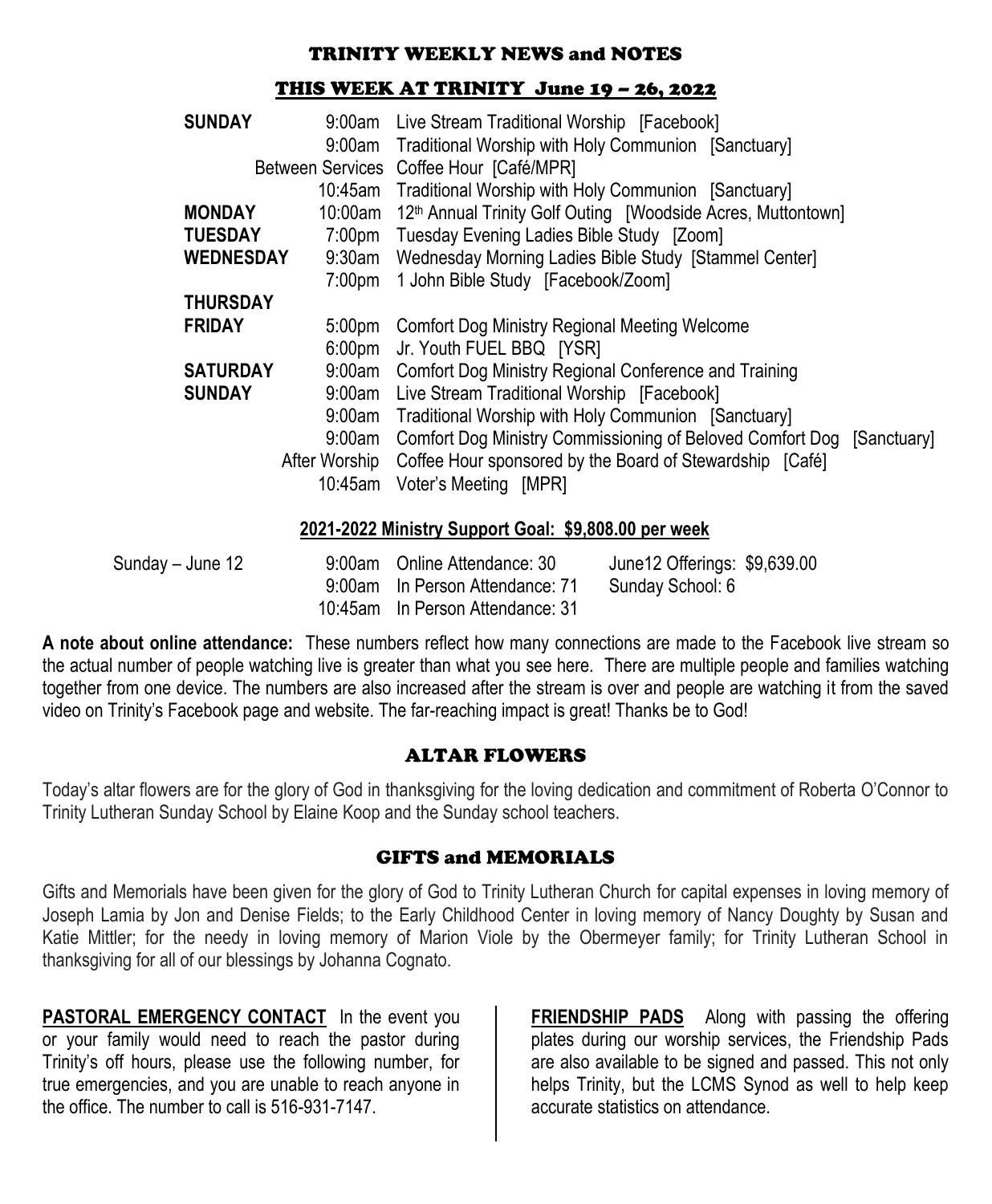# TRINITY WEEKLY NEWS and NOTES

## THIS WEEK AT TRINITY June 19 – 26, 2022

| | | |
|---|---|---|
| **SUNDAY** | 9:00am | Live Stream Traditional Worship [Facebook] |
| | 9:00am | Traditional Worship with Holy Communion [Sanctuary] |
| | Between Services | Coffee Hour [Café/MPR] |
| | 10:45am | Traditional Worship with Holy Communion [Sanctuary] |
| **MONDAY** | 10:00am | 12th Annual Trinity Golf Outing [Woodside Acres, Muttontown] |
| **TUESDAY** | 7:00pm | Tuesday Evening Ladies Bible Study [Zoom] |
| **WEDNESDAY** | 9:30am | Wednesday Morning Ladies Bible Study [Stammel Center] |
| | 7:00pm | 1 John Bible Study [Facebook/Zoom] |
| **THURSDAY** | | |
| **FRIDAY** | 5:00pm | Comfort Dog Ministry Regional Meeting Welcome |
| | 6:00pm | Jr. Youth FUEL BBQ [YSR] |
| **SATURDAY** | 9:00am | Comfort Dog Ministry Regional Conference and Training |
| **SUNDAY** | 9:00am | Live Stream Traditional Worship [Facebook] |
| | 9:00am | Traditional Worship with Holy Communion [Sanctuary] |
| | 9:00am | Comfort Dog Ministry Commissioning of Beloved Comfort Dog [Sanctuary] |
| | After Worship | Coffee Hour sponsored by the Board of Stewardship [Café] |
| | 10:45am | Voter's Meeting [MPR] |

**2021-2022 Ministry Support Goal: $9,808.00 per week**

| | | | |
|---|---|---|---|
| Sunday – June 12 | 9:00am | Online Attendance: 30 | June12 Offerings: $9,639.00 |
| | 9:00am | In Person Attendance: 71 | Sunday School: 6 |
| | 10:45am | In Person Attendance: 31 | |

**A note about online attendance:** These numbers reflect how many connections are made to the Facebook live stream so the actual number of people watching live is greater than what you see here. There are multiple people and families watching together from one device. The numbers are also increased after the stream is over and people are watching it from the saved video on Trinity's Facebook page and website. The far-reaching impact is great! Thanks be to God!

## ALTAR FLOWERS

Today's altar flowers are for the glory of God in thanksgiving for the loving dedication and commitment of Roberta O'Connor to Trinity Lutheran Sunday School by Elaine Koop and the Sunday school teachers.

## GIFTS and MEMORIALS

Gifts and Memorials have been given for the glory of God to Trinity Lutheran Church for capital expenses in loving memory of Joseph Lamia by Jon and Denise Fields; to the Early Childhood Center in loving memory of Nancy Doughty by Susan and Katie Mittler; for the needy in loving memory of Marion Viole by the Obermeyer family; for Trinity Lutheran School in thanksgiving for all of our blessings by Johanna Cognato.

**PASTORAL EMERGENCY CONTACT** In the event you or your family would need to reach the pastor during Trinity's off hours, please use the following number, for true emergencies, and you are unable to reach anyone in the office. The number to call is 516-931-7147.

**FRIENDSHIP PADS** Along with passing the offering plates during our worship services, the Friendship Pads are also available to be signed and passed. This not only helps Trinity, but the LCMS Synod as well to help keep accurate statistics on attendance.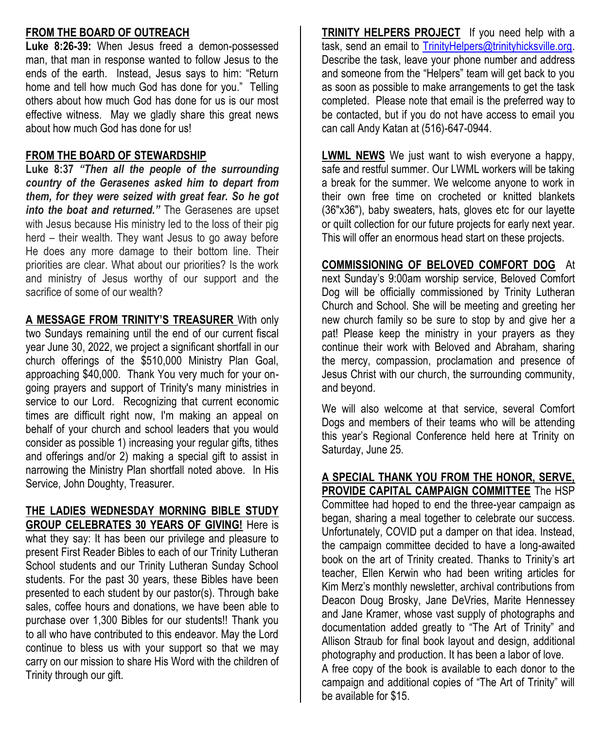**FROM THE BOARD OF OUTREACH**

**Luke 8:26-39:** When Jesus freed a demon-possessed man, that man in response wanted to follow Jesus to the ends of the earth. Instead, Jesus says to him: "Return home and tell how much God has done for you." Telling others about how much God has done for us is our most effective witness. May we gladly share this great news about how much God has done for us!

**FROM THE BOARD OF STEWARDSHIP**

**Luke 8:37** ***"Then all the people of the surrounding country of the Gerasenes asked him to depart from them, for they were seized with great fear. So he got into the boat and returned."*** The Gerasenes are upset with Jesus because His ministry led to the loss of their pig herd – their wealth. They want Jesus to go away before He does any more damage to their bottom line. Their priorities are clear. What about our priorities? Is the work and ministry of Jesus worthy of our support and the sacrifice of some of our wealth?

**A MESSAGE FROM TRINITY'S TREASURER** With only two Sundays remaining until the end of our current fiscal year June 30, 2022, we project a significant shortfall in our church offerings of the $510,000 Ministry Plan Goal, approaching $40,000. Thank You very much for your on-going prayers and support of Trinity's many ministries in service to our Lord. Recognizing that current economic times are difficult right now, I'm making an appeal on behalf of your church and school leaders that you would consider as possible 1) increasing your regular gifts, tithes and offerings and/or 2) making a special gift to assist in narrowing the Ministry Plan shortfall noted above. In His Service, John Doughty, Treasurer.

**THE LADIES WEDNESDAY MORNING BIBLE STUDY GROUP CELEBRATES 30 YEARS OF GIVING!** Here is what they say: It has been our privilege and pleasure to present First Reader Bibles to each of our Trinity Lutheran School students and our Trinity Lutheran Sunday School students. For the past 30 years, these Bibles have been presented to each student by our pastor(s). Through bake sales, coffee hours and donations, we have been able to purchase over 1,300 Bibles for our students!! Thank you to all who have contributed to this endeavor. May the Lord continue to bless us with your support so that we may carry on our mission to share His Word with the children of Trinity through our gift.

**TRINITY HELPERS PROJECT** If you need help with a task, send an email to TrinityHelpers@trinityhicksville.org. Describe the task, leave your phone number and address and someone from the "Helpers" team will get back to you as soon as possible to make arrangements to get the task completed. Please note that email is the preferred way to be contacted, but if you do not have access to email you can call Andy Katan at (516)-647-0944.

**LWML NEWS** We just want to wish everyone a happy, safe and restful summer. Our LWML workers will be taking a break for the summer. We welcome anyone to work in their own free time on crocheted or knitted blankets (36"x36"), baby sweaters, hats, gloves etc for our layette or quilt collection for our future projects for early next year. This will offer an enormous head start on these projects.

**COMMISSIONING OF BELOVED COMFORT DOG** At next Sunday's 9:00am worship service, Beloved Comfort Dog will be officially commissioned by Trinity Lutheran Church and School. She will be meeting and greeting her new church family so be sure to stop by and give her a pat! Please keep the ministry in your prayers as they continue their work with Beloved and Abraham, sharing the mercy, compassion, proclamation and presence of Jesus Christ with our church, the surrounding community, and beyond.

We will also welcome at that service, several Comfort Dogs and members of their teams who will be attending this year's Regional Conference held here at Trinity on Saturday, June 25.

**A SPECIAL THANK YOU FROM THE HONOR, SERVE, PROVIDE CAPITAL CAMPAIGN COMMITTEE** The HSP Committee had hoped to end the three-year campaign as began, sharing a meal together to celebrate our success. Unfortunately, COVID put a damper on that idea. Instead, the campaign committee decided to have a long-awaited book on the art of Trinity created. Thanks to Trinity's art teacher, Ellen Kerwin who had been writing articles for Kim Merz's monthly newsletter, archival contributions from Deacon Doug Brosky, Jane DeVries, Marite Hennessey and Jane Kramer, whose vast supply of photographs and documentation added greatly to "The Art of Trinity" and Allison Straub for final book layout and design, additional photography and production. It has been a labor of love.

A free copy of the book is available to each donor to the campaign and additional copies of "The Art of Trinity" will be available for $15.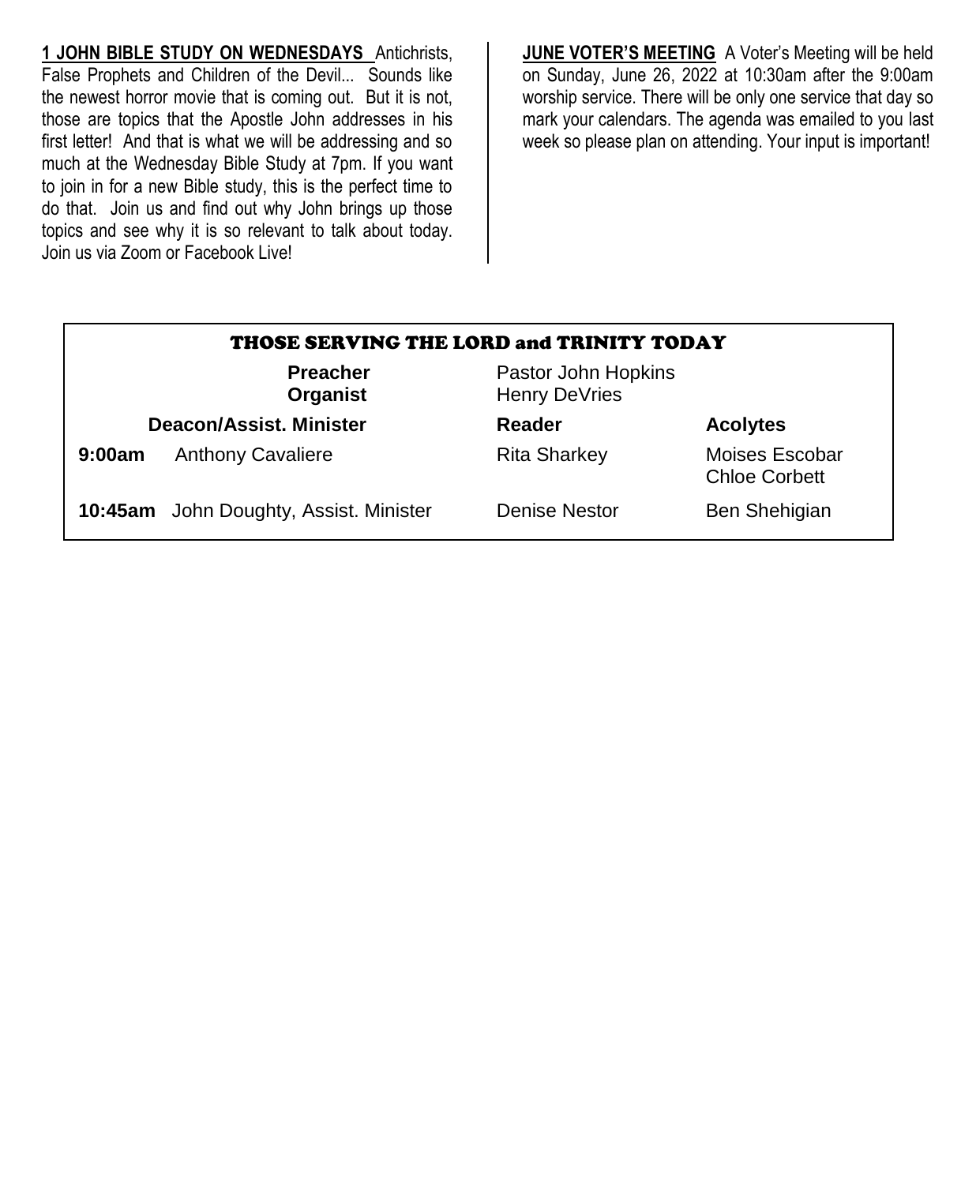**1 JOHN BIBLE STUDY ON WEDNESDAYS** Antichrists, False Prophets and Children of the Devil... Sounds like the newest horror movie that is coming out. But it is not, those are topics that the Apostle John addresses in his first letter! And that is what we will be addressing and so much at the Wednesday Bible Study at 7pm. If you want to join in for a new Bible study, this is the perfect time to do that. Join us and find out why John brings up those topics and see why it is so relevant to talk about today. Join us via Zoom or Facebook Live!

**JUNE VOTER'S MEETING** A Voter's Meeting will be held on Sunday, June 26, 2022 at 10:30am after the 9:00am worship service. There will be only one service that day so mark your calendars. The agenda was emailed to you last week so please plan on attending. Your input is important!

## THOSE SERVING THE LORD and TRINITY TODAY

**Preacher** Pastor John Hopkins
**Organist** Henry DeVries

| | Deacon/Assist. Minister | Reader | Acolytes |
|---|---|---|---|
| **9:00am** | Anthony Cavaliere | Rita Sharkey | Moises Escobar<br>Chloe Corbett |
| **10:45am** | John Doughty, Assist. Minister | Denise Nestor | Ben Shehigian |